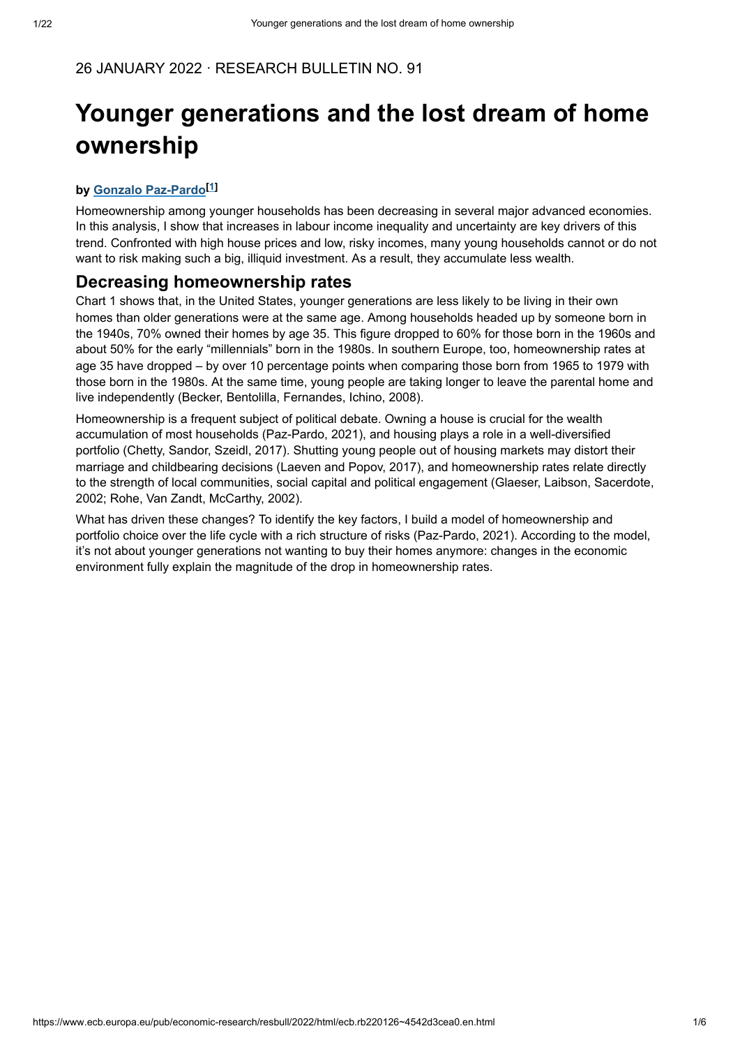26 JANUARY 2022 · RESEARCH BULLETIN NO. 91

# Younger generations and the lost dream of home ownership

**by Gonzalo Paz-Pardo[1]**

Homeownership among younger households has been decreasing in several major advanced economies. In this analysis, I show that increases in labour income inequality and uncertainty are key drivers of this trend. Confronted with high house prices and low, risky incomes, many young households cannot or do not want to risk making such a big, illiquid investment. As a result, they accumulate less wealth.

## Decreasing homeownership rates

Chart 1 shows that, in the United States, younger generations are less likely to be living in their own homes than older generations were at the same age. Among households headed up by someone born in the 1940s, 70% owned their homes by age 35. This figure dropped to 60% for those born in the 1960s and about 50% for the early "millennials" born in the 1980s. In southern Europe, too, homeownership rates at age 35 have dropped – by over 10 percentage points when comparing those born from 1965 to 1979 with those born in the 1980s. At the same time, young people are taking longer to leave the parental home and live independently (Becker, Bentolilla, Fernandes, Ichino, 2008).

Homeownership is a frequent subject of political debate. Owning a house is crucial for the wealth accumulation of most households (Paz-Pardo, 2021), and housing plays a role in a well-diversified portfolio (Chetty, Sandor, Szeidl, 2017). Shutting young people out of housing markets may distort their marriage and childbearing decisions (Laeven and Popov, 2017), and homeownership rates relate directly to the strength of local communities, social capital and political engagement (Glaeser, Laibson, Sacerdote, 2002; Rohe, Van Zandt, McCarthy, 2002).

What has driven these changes? To identify the key factors, I build a model of homeownership and portfolio choice over the life cycle with a rich structure of risks (Paz-Pardo, 2021). According to the model, it's not about younger generations not wanting to buy their homes anymore: changes in the economic environment fully explain the magnitude of the drop in homeownership rates.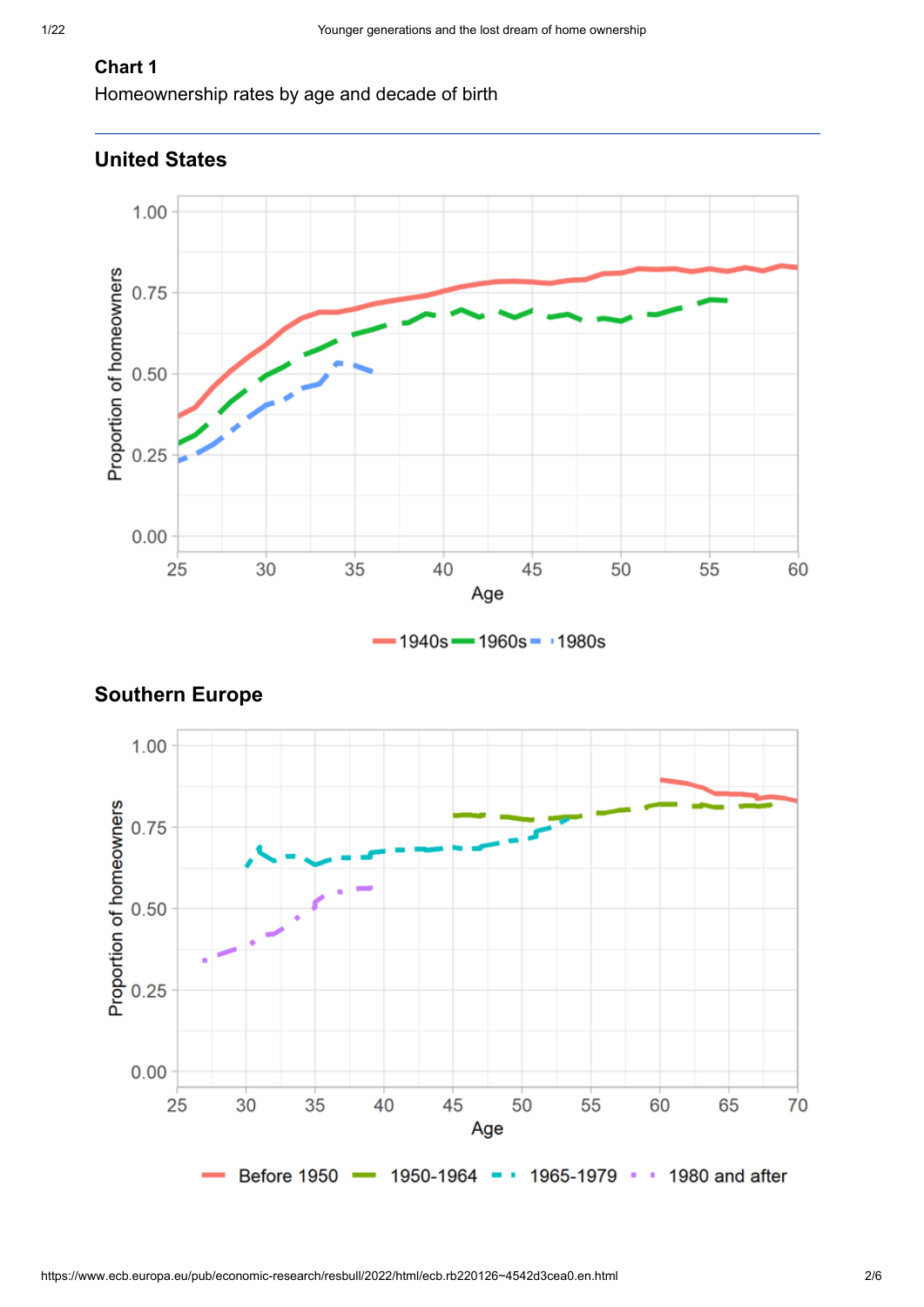**Chart 1**

Homeownership rates by age and decade of birth

**United States**

**Southern Europe**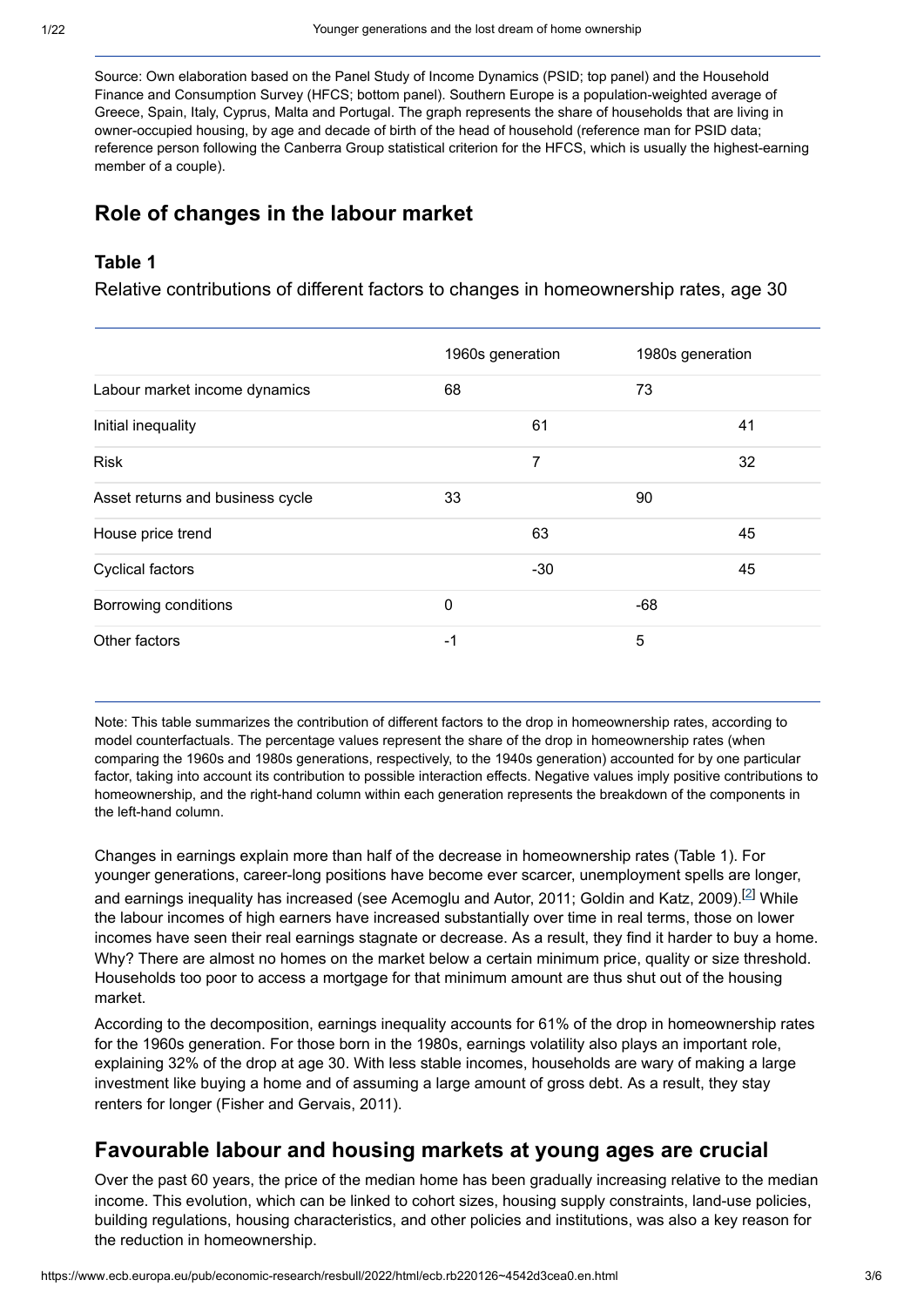Source: Own elaboration based on the Panel Study of Income Dynamics (PSID; top panel) and the Household Finance and Consumption Survey (HFCS; bottom panel). Southern Europe is a population-weighted average of Greece, Spain, Italy, Cyprus, Malta and Portugal. The graph represents the share of households that are living in owner-occupied housing, by age and decade of birth of the head of household (reference man for PSID data; reference person following the Canberra Group statistical criterion for the HFCS, which is usually the highest-earning member of a couple).

## Role of changes in the labour market

### Table 1

Relative contributions of different factors to changes in homeownership rates, age 30

| | 1960s generation | | 1980s generation | |
|---|---|---|---|---|
| Labour market income dynamics | 68 | | 73 | |
| Initial inequality | | 61 | | 41 |
| Risk | | 7 | | 32 |
| Asset returns and business cycle | 33 | | 90 | |
| House price trend | | 63 | | 45 |
| Cyclical factors | | -30 | | 45 |
| Borrowing conditions | 0 | | -68 | |
| Other factors | -1 | | 5 | |

Note: This table summarizes the contribution of different factors to the drop in homeownership rates, according to model counterfactuals. The percentage values represent the share of the drop in homeownership rates (when comparing the 1960s and 1980s generations, respectively, to the 1940s generation) accounted for by one particular factor, taking into account its contribution to possible interaction effects. Negative values imply positive contributions to homeownership, and the right-hand column within each generation represents the breakdown of the components in the left-hand column.

Changes in earnings explain more than half of the decrease in homeownership rates (Table 1). For younger generations, career-long positions have become ever scarcer, unemployment spells are longer, and earnings inequality has increased (see Acemoglu and Autor, 2011; Goldin and Katz, 2009).[2] While the labour incomes of high earners have increased substantially over time in real terms, those on lower incomes have seen their real earnings stagnate or decrease. As a result, they find it harder to buy a home. Why? There are almost no homes on the market below a certain minimum price, quality or size threshold. Households too poor to access a mortgage for that minimum amount are thus shut out of the housing market.

According to the decomposition, earnings inequality accounts for 61% of the drop in homeownership rates for the 1960s generation. For those born in the 1980s, earnings volatility also plays an important role, explaining 32% of the drop at age 30. With less stable incomes, households are wary of making a large investment like buying a home and of assuming a large amount of gross debt. As a result, they stay renters for longer (Fisher and Gervais, 2011).

## Favourable labour and housing markets at young ages are crucial

Over the past 60 years, the price of the median home has been gradually increasing relative to the median income. This evolution, which can be linked to cohort sizes, housing supply constraints, land-use policies, building regulations, housing characteristics, and other policies and institutions, was also a key reason for the reduction in homeownership.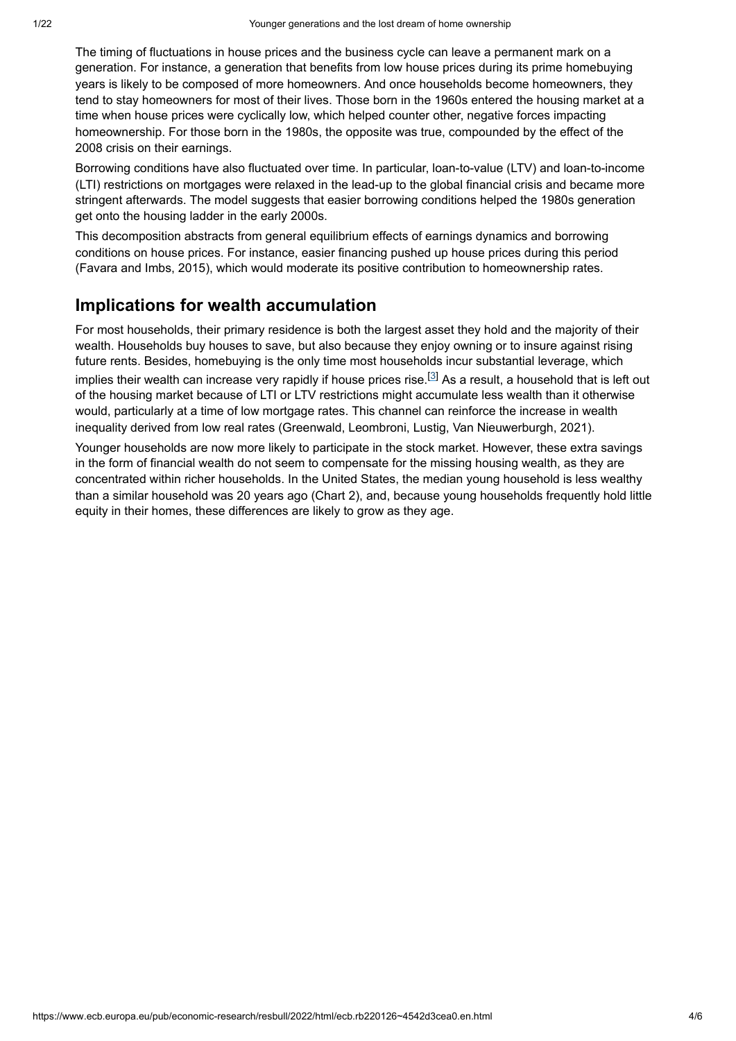The timing of fluctuations in house prices and the business cycle can leave a permanent mark on a generation. For instance, a generation that benefits from low house prices during its prime homebuying years is likely to be composed of more homeowners. And once households become homeowners, they tend to stay homeowners for most of their lives. Those born in the 1960s entered the housing market at a time when house prices were cyclically low, which helped counter other, negative forces impacting homeownership. For those born in the 1980s, the opposite was true, compounded by the effect of the 2008 crisis on their earnings.

Borrowing conditions have also fluctuated over time. In particular, loan-to-value (LTV) and loan-to-income (LTI) restrictions on mortgages were relaxed in the lead-up to the global financial crisis and became more stringent afterwards. The model suggests that easier borrowing conditions helped the 1980s generation get onto the housing ladder in the early 2000s.

This decomposition abstracts from general equilibrium effects of earnings dynamics and borrowing conditions on house prices. For instance, easier financing pushed up house prices during this period (Favara and Imbs, 2015), which would moderate its positive contribution to homeownership rates.

## Implications for wealth accumulation

For most households, their primary residence is both the largest asset they hold and the majority of their wealth. Households buy houses to save, but also because they enjoy owning or to insure against rising future rents. Besides, homebuying is the only time most households incur substantial leverage, which implies their wealth can increase very rapidly if house prices rise.[3] As a result, a household that is left out of the housing market because of LTI or LTV restrictions might accumulate less wealth than it otherwise would, particularly at a time of low mortgage rates. This channel can reinforce the increase in wealth inequality derived from low real rates (Greenwald, Leombroni, Lustig, Van Nieuwerburgh, 2021).

Younger households are now more likely to participate in the stock market. However, these extra savings in the form of financial wealth do not seem to compensate for the missing housing wealth, as they are concentrated within richer households. In the United States, the median young household is less wealthy than a similar household was 20 years ago (Chart 2), and, because young households frequently hold little equity in their homes, these differences are likely to grow as they age.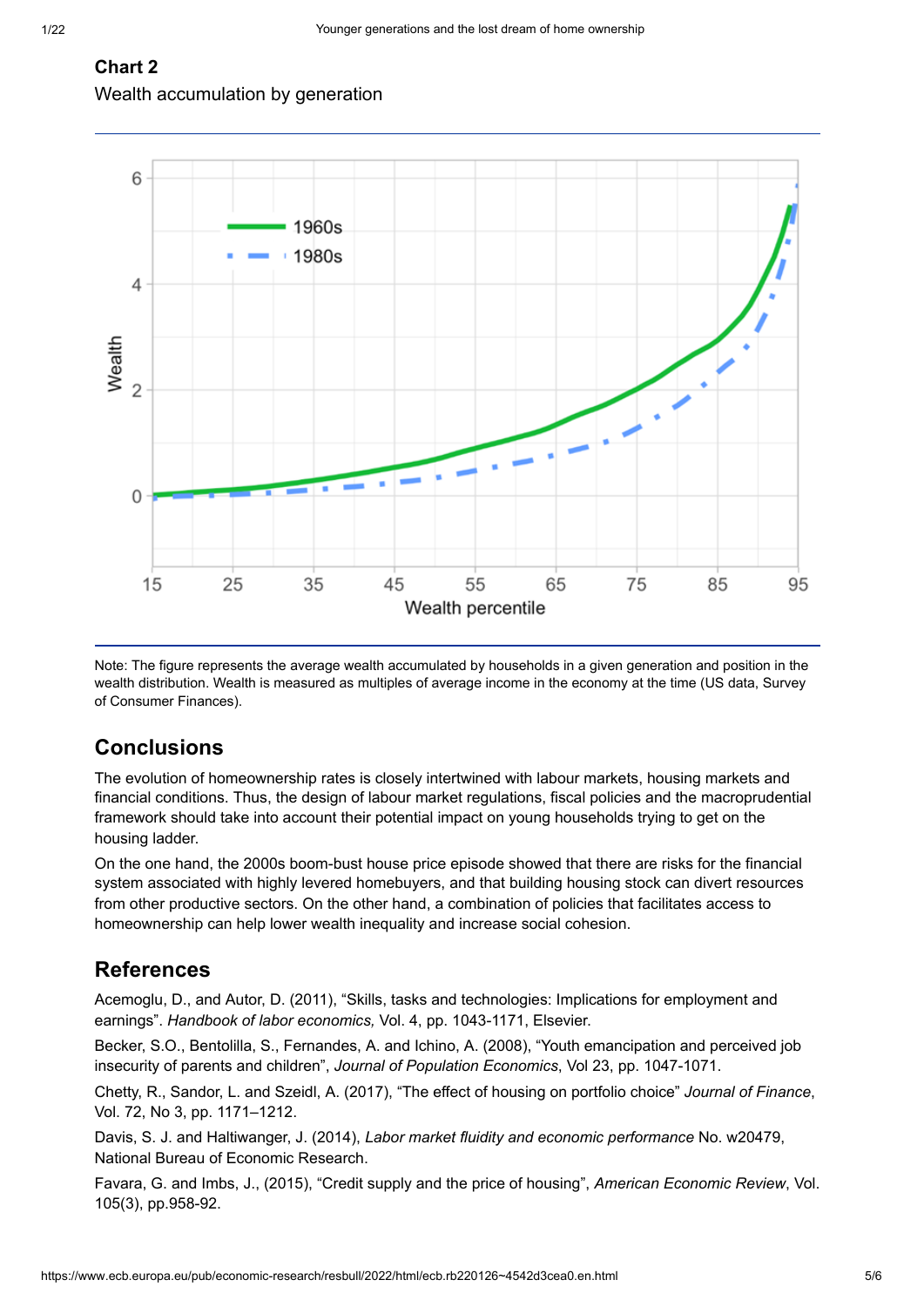**Chart 2**

Wealth accumulation by generation

Note: The figure represents the average wealth accumulated by households in a given generation and position in the wealth distribution. Wealth is measured as multiples of average income in the economy at the time (US data, Survey of Consumer Finances).

## Conclusions

The evolution of homeownership rates is closely intertwined with labour markets, housing markets and financial conditions. Thus, the design of labour market regulations, fiscal policies and the macroprudential framework should take into account their potential impact on young households trying to get on the housing ladder.

On the one hand, the 2000s boom-bust house price episode showed that there are risks for the financial system associated with highly levered homebuyers, and that building housing stock can divert resources from other productive sectors. On the other hand, a combination of policies that facilitates access to homeownership can help lower wealth inequality and increase social cohesion.

## References

Acemoglu, D., and Autor, D. (2011), "Skills, tasks and technologies: Implications for employment and earnings". *Handbook of labor economics,* Vol. 4, pp. 1043-1171, Elsevier.

Becker, S.O., Bentolilla, S., Fernandes, A. and Ichino, A. (2008), "Youth emancipation and perceived job insecurity of parents and children", *Journal of Population Economics*, Vol 23, pp. 1047-1071.

Chetty, R., Sandor, L. and Szeidl, A. (2017), "The effect of housing on portfolio choice" *Journal of Finance*, Vol. 72, No 3, pp. 1171–1212.

Davis, S. J. and Haltiwanger, J. (2014), *Labor market fluidity and economic performance* No. w20479, National Bureau of Economic Research.

Favara, G. and Imbs, J., (2015), "Credit supply and the price of housing", *American Economic Review*, Vol. 105(3), pp.958-92.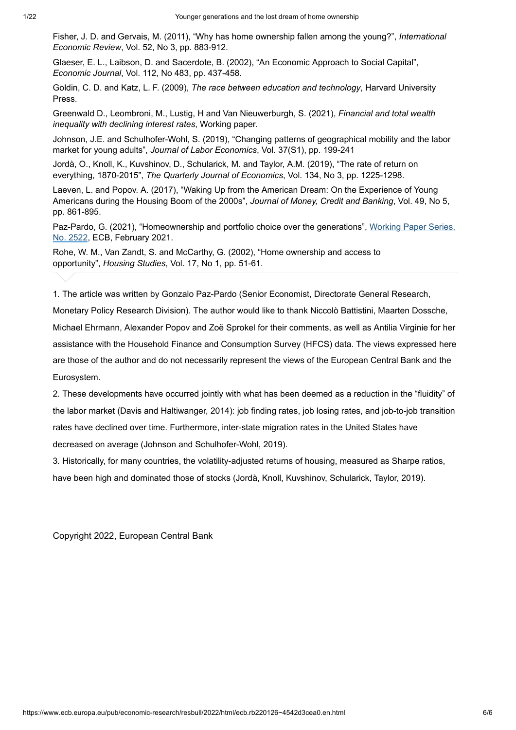Fisher, J. D. and Gervais, M. (2011), “Why has home ownership fallen among the young?”, *International Economic Review*, Vol. 52, No 3, pp. 883-912.

Glaeser, E. L., Laibson, D. and Sacerdote, B. (2002), “An Economic Approach to Social Capital”, *Economic Journal*, Vol. 112, No 483, pp. 437-458.

Goldin, C. D. and Katz, L. F. (2009), *The race between education and technology*, Harvard University Press.

Greenwald D., Leombroni, M., Lustig, H and Van Nieuwerburgh, S. (2021), *Financial and total wealth inequality with declining interest rates*, Working paper.

Johnson, J.E. and Schulhofer-Wohl, S. (2019), “Changing patterns of geographical mobility and the labor market for young adults”, *Journal of Labor Economics*, Vol. 37(S1), pp. 199-241

Jordà, O., Knoll, K., Kuvshinov, D., Schularick, M. and Taylor, A.M. (2019), “The rate of return on everything, 1870-2015”, *The Quarterly Journal of Economics*, Vol. 134, No 3, pp. 1225-1298.

Laeven, L. and Popov. A. (2017), “Waking Up from the American Dream: On the Experience of Young Americans during the Housing Boom of the 2000s”, *Journal of Money, Credit and Banking*, Vol. 49, No 5, pp. 861-895.

Paz-Pardo, G. (2021), “Homeownership and portfolio choice over the generations”, Working Paper Series, No. 2522, ECB, February 2021.

Rohe, W. M., Van Zandt, S. and McCarthy, G. (2002), “Home ownership and access to opportunity”, *Housing Studies*, Vol. 17, No 1, pp. 51-61.

1. The article was written by Gonzalo Paz-Pardo (Senior Economist, Directorate General Research, Monetary Policy Research Division). The author would like to thank Niccolò Battistini, Maarten Dossche, Michael Ehrmann, Alexander Popov and Zoë Sprokel for their comments, as well as Antilia Virginie for her assistance with the Household Finance and Consumption Survey (HFCS) data. The views expressed here are those of the author and do not necessarily represent the views of the European Central Bank and the Eurosystem.

2. These developments have occurred jointly with what has been deemed as a reduction in the “fluidity” of the labor market (Davis and Haltiwanger, 2014): job finding rates, job losing rates, and job-to-job transition rates have declined over time. Furthermore, inter-state migration rates in the United States have decreased on average (Johnson and Schulhofer-Wohl, 2019).

3. Historically, for many countries, the volatility-adjusted returns of housing, measured as Sharpe ratios, have been high and dominated those of stocks (Jordà, Knoll, Kuvshinov, Schularick, Taylor, 2019).

Copyright 2022, European Central Bank